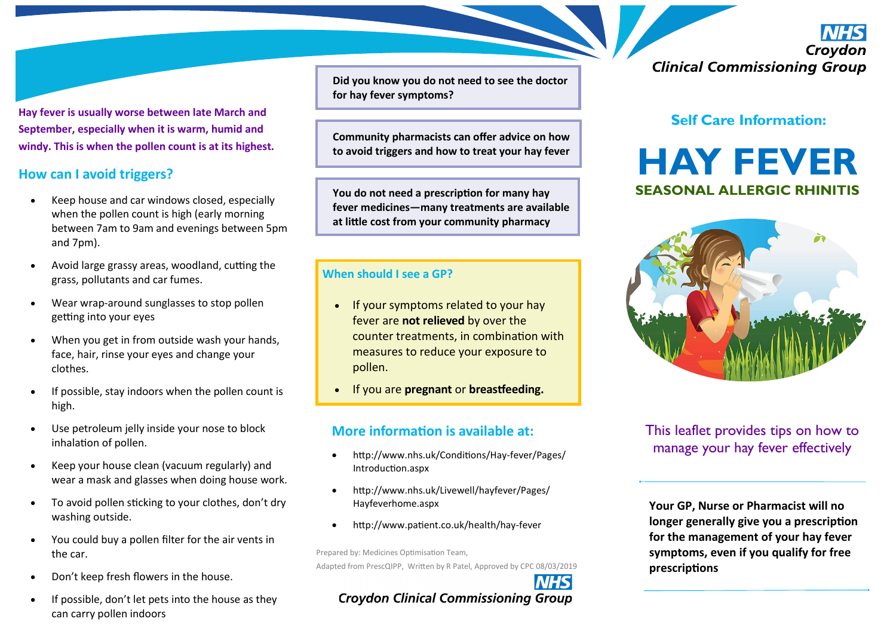NHS Croydon Clinical Commissioning Group

## Self Care Information:

# HAY FEVER

## SEASONAL ALLERGIC RHINITIS

This leaflet provides tips on how to manage your hay fever effectively

**Your GP, Nurse or Pharmacist will no longer generally give you a prescription for the management of your hay fever symptoms, even if you qualify for free prescriptions**

**Hay fever is usually worse between late March and September, especially when it is warm, humid and windy. This is when the pollen count is at its highest.**

## How can I avoid triggers?

- Keep house and car windows closed, especially when the pollen count is high (early morning between 7am to 9am and evenings between 5pm and 7pm).
- Avoid large grassy areas, woodland, cutting the grass, pollutants and car fumes.
- Wear wrap-around sunglasses to stop pollen getting into your eyes
- When you get in from outside wash your hands, face, hair, rinse your eyes and change your clothes.
- If possible, stay indoors when the pollen count is high.
- Use petroleum jelly inside your nose to block inhalation of pollen.
- Keep your house clean (vacuum regularly) and wear a mask and glasses when doing house work.
- To avoid pollen sticking to your clothes, don't dry washing outside.
- You could buy a pollen filter for the air vents in the car.
- Don't keep fresh flowers in the house.
- If possible, don't let pets into the house as they can carry pollen indoors

**Did you know you do not need to see the doctor for hay fever symptoms?**

**Community pharmacists can offer advice on how to avoid triggers and how to treat your hay fever**

**You do not need a prescription for many hay fever medicines—many treatments are available at little cost from your community pharmacy**

### When should I see a GP?

- If your symptoms related to your hay fever are **not relieved** by over the counter treatments, in combination with measures to reduce your exposure to pollen.
- If you are **pregnant** or **breastfeeding.**

## More information is available at:

- http://www.nhs.uk/Conditions/Hay-fever/Pages/Introduction.aspx
- http://www.nhs.uk/Livewell/hayfever/Pages/Hayfeverhome.aspx
- http://www.patient.co.uk/health/hay-fever

Prepared by: Medicines Optimisation Team,

Adapted from PrescQIPP, Written by R Patel, Approved by CPC 08/03/2019

NHS Croydon Clinical Commissioning Group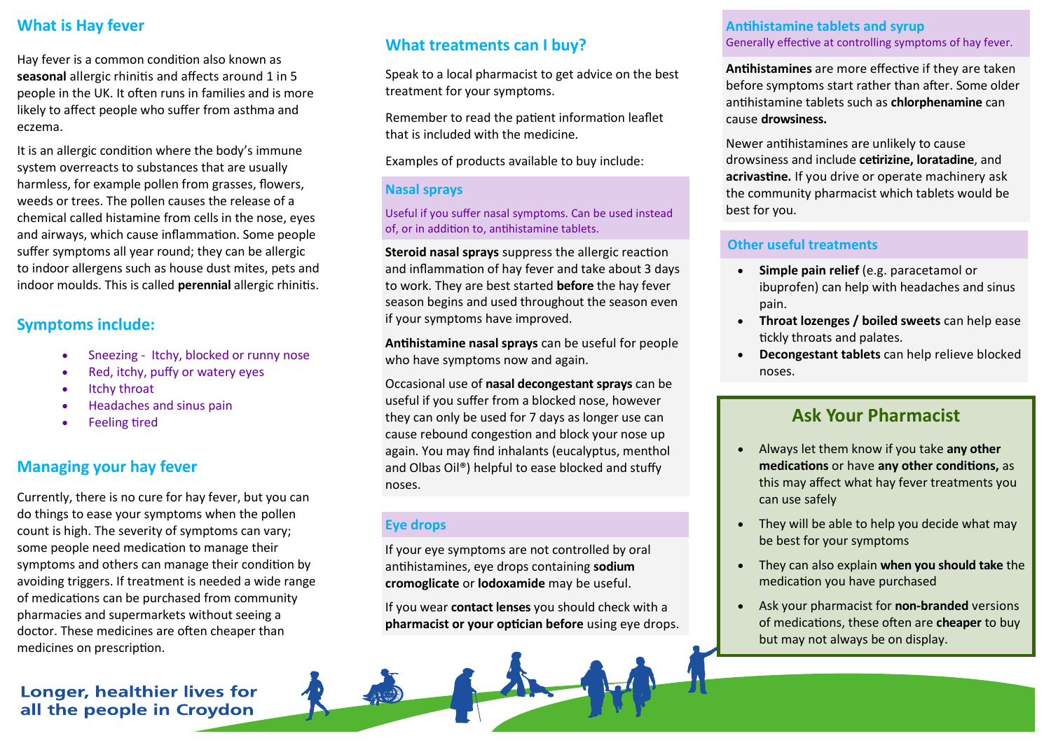## What is Hay fever

Hay fever is a common condition also known as **seasonal** allergic rhinitis and affects around 1 in 5 people in the UK. It often runs in families and is more likely to affect people who suffer from asthma and eczema.

It is an allergic condition where the body's immune system overreacts to substances that are usually harmless, for example pollen from grasses, flowers, weeds or trees. The pollen causes the release of a chemical called histamine from cells in the nose, eyes and airways, which cause inflammation. Some people suffer symptoms all year round; they can be allergic to indoor allergens such as house dust mites, pets and indoor moulds. This is called **perennial** allergic rhinitis.

## Symptoms include:

- Sneezing - Itchy, blocked or runny nose
- Red, itchy, puffy or watery eyes
- Itchy throat
- Headaches and sinus pain
- Feeling tired

## Managing your hay fever

Currently, there is no cure for hay fever, but you can do things to ease your symptoms when the pollen count is high. The severity of symptoms can vary; some people need medication to manage their symptoms and others can manage their condition by avoiding triggers. If treatment is needed a wide range of medications can be purchased from community pharmacies and supermarkets without seeing a doctor. These medicines are often cheaper than medicines on prescription.

## What treatments can I buy?

Speak to a local pharmacist to get advice on the best treatment for your symptoms.

Remember to read the patient information leaflet that is included with the medicine.

Examples of products available to buy include:

### Nasal sprays

Useful if you suffer nasal symptoms. Can be used instead of, or in addition to, antihistamine tablets.

**Steroid nasal sprays** suppress the allergic reaction and inflammation of hay fever and take about 3 days to work. They are best started **before** the hay fever season begins and used throughout the season even if your symptoms have improved.

**Antihistamine nasal sprays** can be useful for people who have symptoms now and again.

Occasional use of **nasal decongestant sprays** can be useful if you suffer from a blocked nose, however they can only be used for 7 days as longer use can cause rebound congestion and block your nose up again. You may find inhalants (eucalyptus, menthol and Olbas Oil®) helpful to ease blocked and stuffy noses.

### Eye drops

If your eye symptoms are not controlled by oral antihistamines, eye drops containing **sodium cromoglicate** or **lodoxamide** may be useful.

If you wear **contact lenses** you should check with a **pharmacist or your optician before** using eye drops.

### Antihistamine tablets and syrup

Generally effective at controlling symptoms of hay fever.

**Antihistamines** are more effective if they are taken before symptoms start rather than after. Some older antihistamine tablets such as **chlorphenamine** can cause **drowsiness.**

Newer antihistamines are unlikely to cause drowsiness and include **cetirizine, loratadine**, and **acrivastine.** If you drive or operate machinery ask the community pharmacist which tablets would be best for you.

### Other useful treatments

- **Simple pain relief** (e.g. paracetamol or ibuprofen) can help with headaches and sinus pain.
- **Throat lozenges / boiled sweets** can help ease tickly throats and palates.
- **Decongestant tablets** can help relieve blocked noses.

## Ask Your Pharmacist

- Always let them know if you take **any other medications** or have **any other conditions,** as this may affect what hay fever treatments you can use safely
- They will be able to help you decide what may be best for your symptoms
- They can also explain **when you should take** the medication you have purchased
- Ask your pharmacist for **non-branded** versions of medications, these often are **cheaper** to buy but may not always be on display.

Longer, healthier lives for all the people in Croydon